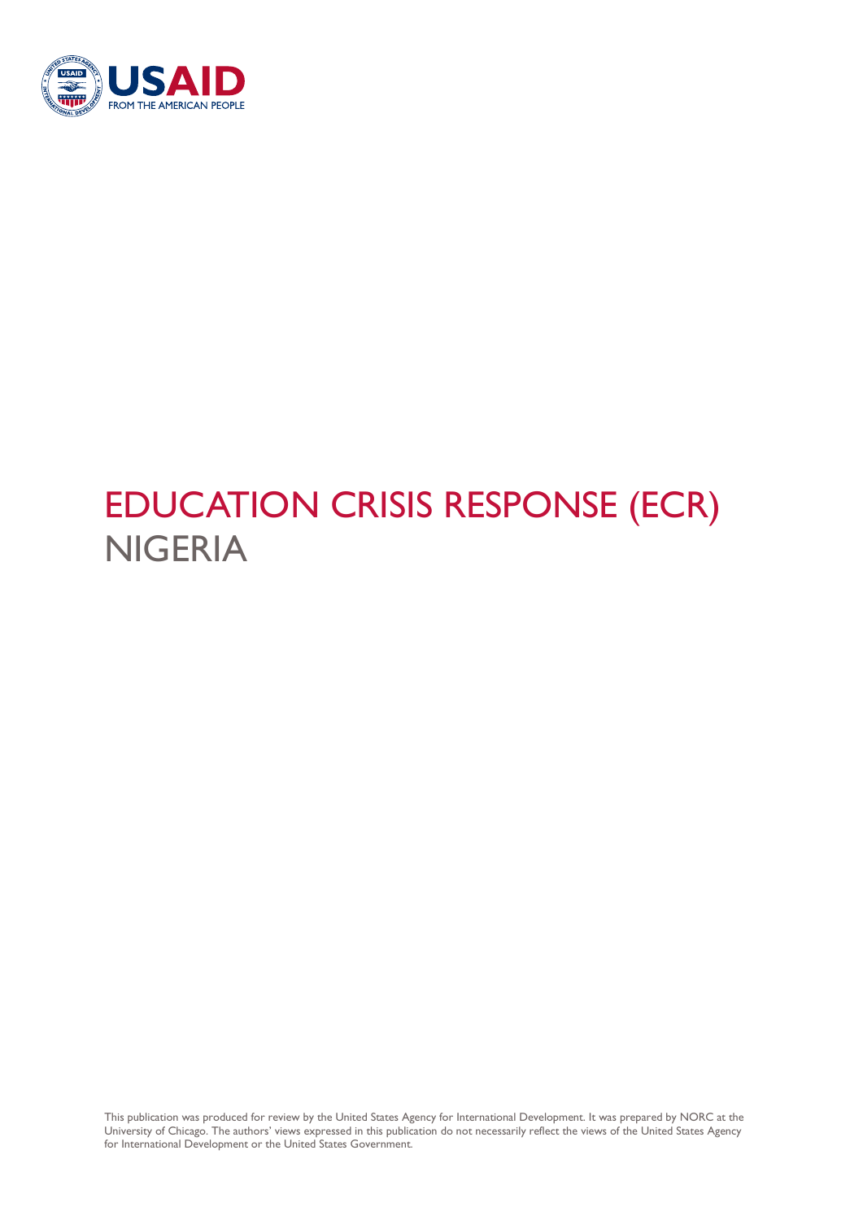USAID
FROM THE AMERICAN PEOPLE

# EDUCATION CRISIS RESPONSE (ECR)
## NIGERIA

This publication was produced for review by the United States Agency for International Development. It was prepared by NORC at the University of Chicago. The authors' views expressed in this publication do not necessarily reflect the views of the United States Agency for International Development or the United States Government.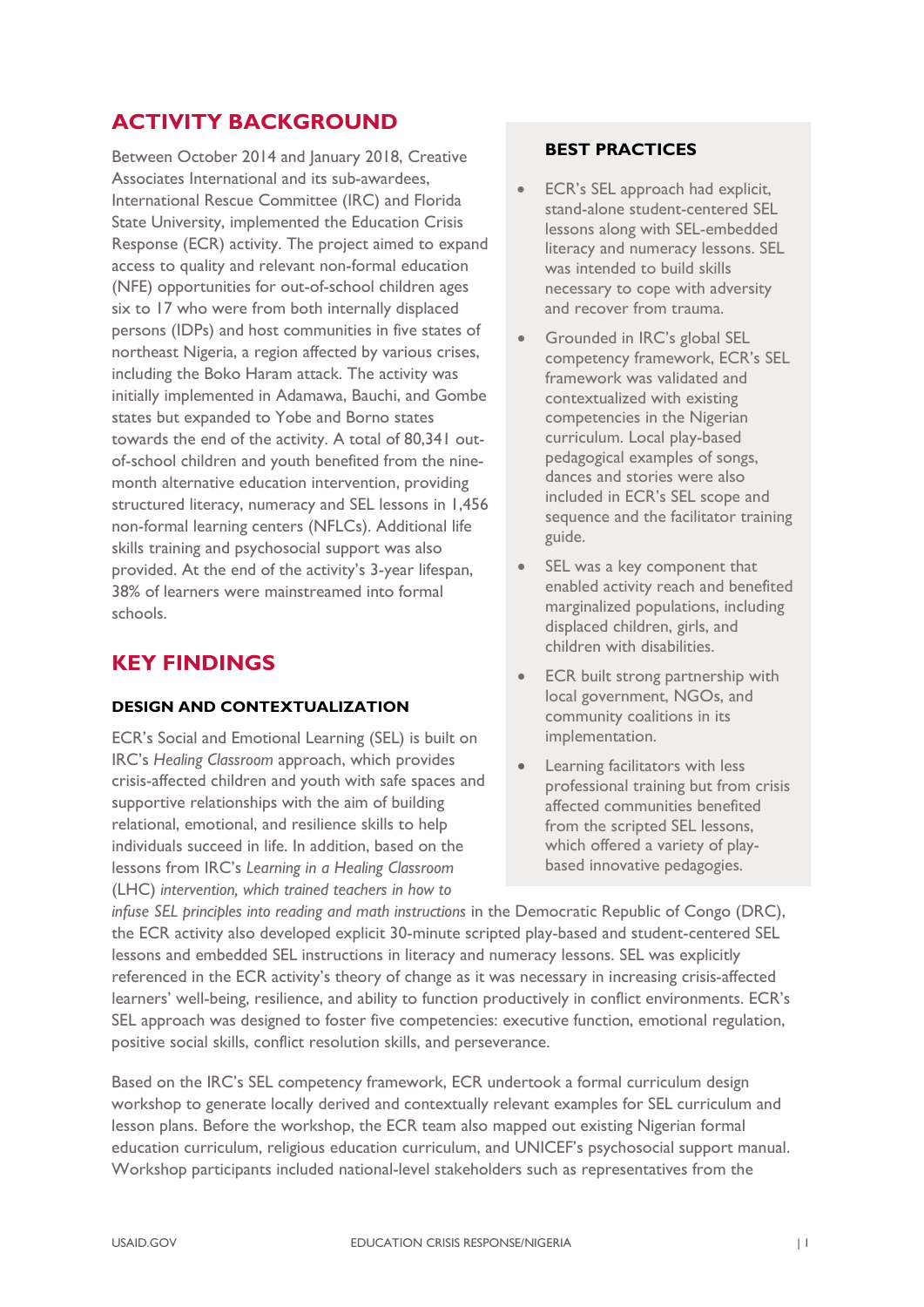## ACTIVITY BACKGROUND

Between October 2014 and January 2018, Creative Associates International and its sub-awardees, International Rescue Committee (IRC) and Florida State University, implemented the Education Crisis Response (ECR) activity. The project aimed to expand access to quality and relevant non-formal education (NFE) opportunities for out-of-school children ages six to 17 who were from both internally displaced persons (IDPs) and host communities in five states of northeast Nigeria, a region affected by various crises, including the Boko Haram attack. The activity was initially implemented in Adamawa, Bauchi, and Gombe states but expanded to Yobe and Borno states towards the end of the activity. A total of 80,341 out-of-school children and youth benefited from the nine-month alternative education intervention, providing structured literacy, numeracy and SEL lessons in 1,456 non-formal learning centers (NFLCs). Additional life skills training and psychosocial support was also provided. At the end of the activity's 3-year lifespan, 38% of learners were mainstreamed into formal schools.

### BEST PRACTICES

- ECR's SEL approach had explicit, stand-alone student-centered SEL lessons along with SEL-embedded literacy and numeracy lessons. SEL was intended to build skills necessary to cope with adversity and recover from trauma.
- Grounded in IRC's global SEL competency framework, ECR's SEL framework was validated and contextualized with existing competencies in the Nigerian curriculum. Local play-based pedagogical examples of songs, dances and stories were also included in ECR's SEL scope and sequence and the facilitator training guide.
- SEL was a key component that enabled activity reach and benefited marginalized populations, including displaced children, girls, and children with disabilities.
- ECR built strong partnership with local government, NGOs, and community coalitions in its implementation.
- Learning facilitators with less professional training but from crisis affected communities benefited from the scripted SEL lessons, which offered a variety of play-based innovative pedagogies.

## KEY FINDINGS

### DESIGN AND CONTEXTUALIZATION

ECR's Social and Emotional Learning (SEL) is built on IRC's *Healing Classroom* approach, which provides crisis-affected children and youth with safe spaces and supportive relationships with the aim of building relational, emotional, and resilience skills to help individuals succeed in life. In addition, based on the lessons from IRC's *Learning in a Healing Classroom* (LHC) *intervention, which trained teachers in how to infuse SEL principles into reading and math instructions* in the Democratic Republic of Congo (DRC), the ECR activity also developed explicit 30-minute scripted play-based and student-centered SEL lessons and embedded SEL instructions in literacy and numeracy lessons. SEL was explicitly referenced in the ECR activity's theory of change as it was necessary in increasing crisis-affected learners' well-being, resilience, and ability to function productively in conflict environments. ECR's SEL approach was designed to foster five competencies: executive function, emotional regulation, positive social skills, conflict resolution skills, and perseverance.

Based on the IRC's SEL competency framework, ECR undertook a formal curriculum design workshop to generate locally derived and contextually relevant examples for SEL curriculum and lesson plans. Before the workshop, the ECR team also mapped out existing Nigerian formal education curriculum, religious education curriculum, and UNICEF's psychosocial support manual. Workshop participants included national-level stakeholders such as representatives from the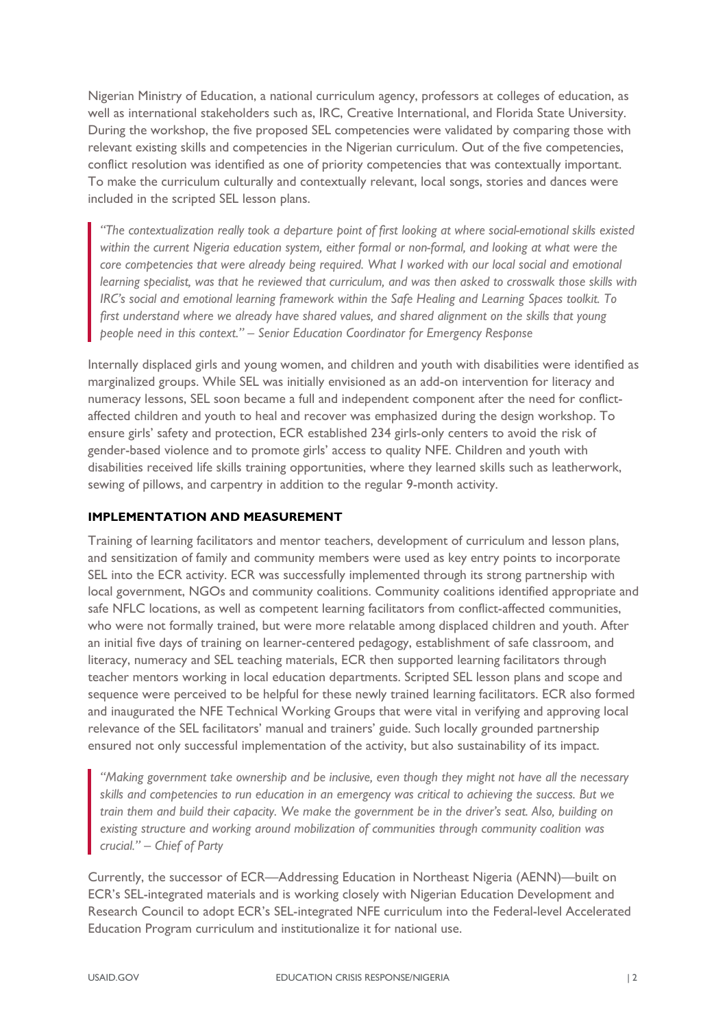Nigerian Ministry of Education, a national curriculum agency, professors at colleges of education, as well as international stakeholders such as, IRC, Creative International, and Florida State University. During the workshop, the five proposed SEL competencies were validated by comparing those with relevant existing skills and competencies in the Nigerian curriculum. Out of the five competencies, conflict resolution was identified as one of priority competencies that was contextually important. To make the curriculum culturally and contextually relevant, local songs, stories and dances were included in the scripted SEL lesson plans.

> *"The contextualization really took a departure point of first looking at where social-emotional skills existed within the current Nigeria education system, either formal or non-formal, and looking at what were the core competencies that were already being required. What I worked with our local social and emotional learning specialist, was that he reviewed that curriculum, and was then asked to crosswalk those skills with IRC's social and emotional learning framework within the Safe Healing and Learning Spaces toolkit. To first understand where we already have shared values, and shared alignment on the skills that young people need in this context." – Senior Education Coordinator for Emergency Response*

Internally displaced girls and young women, and children and youth with disabilities were identified as marginalized groups. While SEL was initially envisioned as an add-on intervention for literacy and numeracy lessons, SEL soon became a full and independent component after the need for conflict-affected children and youth to heal and recover was emphasized during the design workshop. To ensure girls' safety and protection, ECR established 234 girls-only centers to avoid the risk of gender-based violence and to promote girls' access to quality NFE. Children and youth with disabilities received life skills training opportunities, where they learned skills such as leatherwork, sewing of pillows, and carpentry in addition to the regular 9-month activity.

**IMPLEMENTATION AND MEASUREMENT**

Training of learning facilitators and mentor teachers, development of curriculum and lesson plans, and sensitization of family and community members were used as key entry points to incorporate SEL into the ECR activity. ECR was successfully implemented through its strong partnership with local government, NGOs and community coalitions. Community coalitions identified appropriate and safe NFLC locations, as well as competent learning facilitators from conflict-affected communities, who were not formally trained, but were more relatable among displaced children and youth. After an initial five days of training on learner-centered pedagogy, establishment of safe classroom, and literacy, numeracy and SEL teaching materials, ECR then supported learning facilitators through teacher mentors working in local education departments. Scripted SEL lesson plans and scope and sequence were perceived to be helpful for these newly trained learning facilitators. ECR also formed and inaugurated the NFE Technical Working Groups that were vital in verifying and approving local relevance of the SEL facilitators' manual and trainers' guide. Such locally grounded partnership ensured not only successful implementation of the activity, but also sustainability of its impact.

> *"Making government take ownership and be inclusive, even though they might not have all the necessary skills and competencies to run education in an emergency was critical to achieving the success. But we train them and build their capacity. We make the government be in the driver's seat. Also, building on existing structure and working around mobilization of communities through community coalition was crucial." – Chief of Party*

Currently, the successor of ECR—Addressing Education in Northeast Nigeria (AENN)—built on ECR's SEL-integrated materials and is working closely with Nigerian Education Development and Research Council to adopt ECR's SEL-integrated NFE curriculum into the Federal-level Accelerated Education Program curriculum and institutionalize it for national use.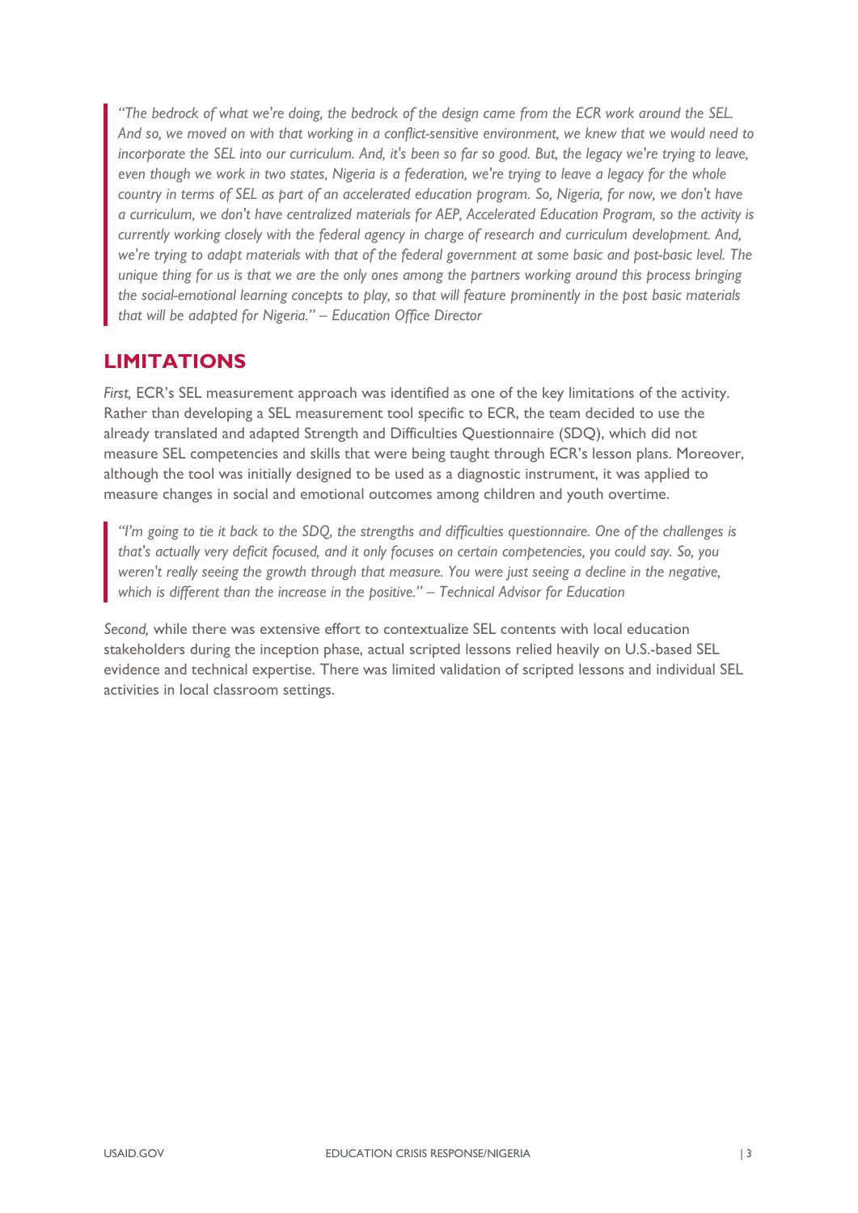> *"The bedrock of what we're doing, the bedrock of the design came from the ECR work around the SEL. And so, we moved on with that working in a conflict-sensitive environment, we knew that we would need to incorporate the SEL into our curriculum. And, it's been so far so good. But, the legacy we're trying to leave, even though we work in two states, Nigeria is a federation, we're trying to leave a legacy for the whole country in terms of SEL as part of an accelerated education program. So, Nigeria, for now, we don't have a curriculum, we don't have centralized materials for AEP, Accelerated Education Program, so the activity is currently working closely with the federal agency in charge of research and curriculum development. And, we're trying to adapt materials with that of the federal government at some basic and post-basic level. The unique thing for us is that we are the only ones among the partners working around this process bringing the social-emotional learning concepts to play, so that will feature prominently in the post basic materials that will be adapted for Nigeria." – Education Office Director*

## LIMITATIONS

*First,* ECR's SEL measurement approach was identified as one of the key limitations of the activity. Rather than developing a SEL measurement tool specific to ECR, the team decided to use the already translated and adapted Strength and Difficulties Questionnaire (SDQ), which did not measure SEL competencies and skills that were being taught through ECR's lesson plans. Moreover, although the tool was initially designed to be used as a diagnostic instrument, it was applied to measure changes in social and emotional outcomes among children and youth overtime.

> *"I'm going to tie it back to the SDQ, the strengths and difficulties questionnaire. One of the challenges is that's actually very deficit focused, and it only focuses on certain competencies, you could say. So, you weren't really seeing the growth through that measure. You were just seeing a decline in the negative, which is different than the increase in the positive." – Technical Advisor for Education*

*Second,* while there was extensive effort to contextualize SEL contents with local education stakeholders during the inception phase, actual scripted lessons relied heavily on U.S.-based SEL evidence and technical expertise. There was limited validation of scripted lessons and individual SEL activities in local classroom settings.